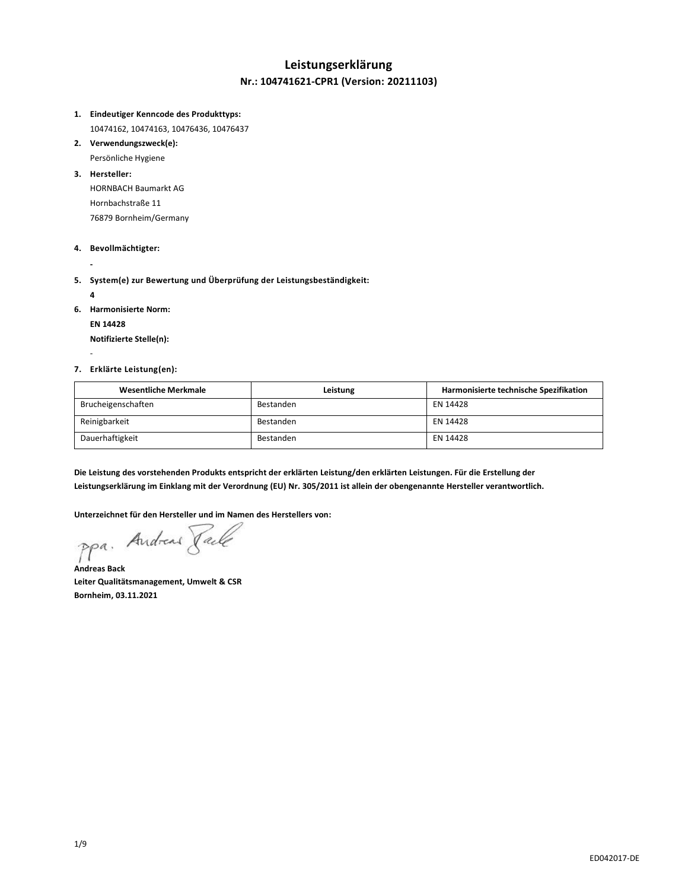# Leistungserklärung

## Nr.: 104741621-CPR1 (Version: 20211103)

1. **Eindeutiger Kenncode des Produkttyps:**
   10474162, 10474163, 10476436, 10476437
2. **Verwendungszweck(e):**
   Persönliche Hygiene
3. **Hersteller:**
   HORNBACH Baumarkt AG
   Hornbachstraße 11
   76879 Bornheim/Germany
4. **Bevollmächtigter:**
   **-**
5. **System(e) zur Bewertung und Überprüfung der Leistungsbeständigkeit:**
   **4**
6. **Harmonisierte Norm:**
   **EN 14428**
   **Notifizierte Stelle(n):**
   -
7. **Erklärte Leistung(en):**

| Wesentliche Merkmale | Leistung | Harmonisierte technische Spezifikation |
|---|---|---|
| Brucheigenschaften | Bestanden | EN 14428 |
| Reinigbarkeit | Bestanden | EN 14428 |
| Dauerhaftigkeit | Bestanden | EN 14428 |

**Die Leistung des vorstehenden Produkts entspricht der erklärten Leistung/den erklärten Leistungen. Für die Erstellung der Leistungserklärung im Einklang mit der Verordnung (EU) Nr. 305/2011 ist allein der obengenannte Hersteller verantwortlich.**

**Unterzeichnet für den Hersteller und im Namen des Herstellers von:**

ppa. Andreas Back

**Andreas Back**
**Leiter Qualitätsmanagement, Umwelt & CSR**
**Bornheim, 03.11.2021**

ED042017-DE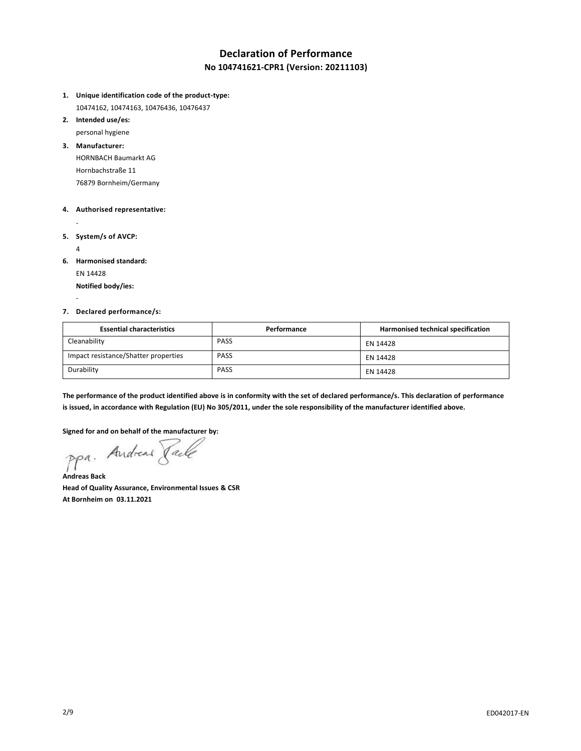# Declaration of Performance

## No 104741621-CPR1 (Version: 20211103)

1. **Unique identification code of the product-type:**
   10474162, 10474163, 10476436, 10476437
2. **Intended use/es:**
   personal hygiene
3. **Manufacturer:**
   HORNBACH Baumarkt AG
   Hornbachstraße 11
   76879 Bornheim/Germany
4. **Authorised representative:**
   -
5. **System/s of AVCP:**
   4
6. **Harmonised standard:**
   EN 14428
   **Notified body/ies:**
   -
7. **Declared performance/s:**

| Essential characteristics | Performance | Harmonised technical specification |
|---|---|---|
| Cleanability | PASS | EN 14428 |
| Impact resistance/Shatter properties | PASS | EN 14428 |
| Durability | PASS | EN 14428 |

**The performance of the product identified above is in conformity with the set of declared performance/s. This declaration of performance is issued, in accordance with Regulation (EU) No 305/2011, under the sole responsibility of the manufacturer identified above.**

**Signed for and on behalf of the manufacturer by:**

ppa. Andreas Back

**Andreas Back**
**Head of Quality Assurance, Environmental Issues & CSR**
**At Bornheim on 03.11.2021**

ED042017-EN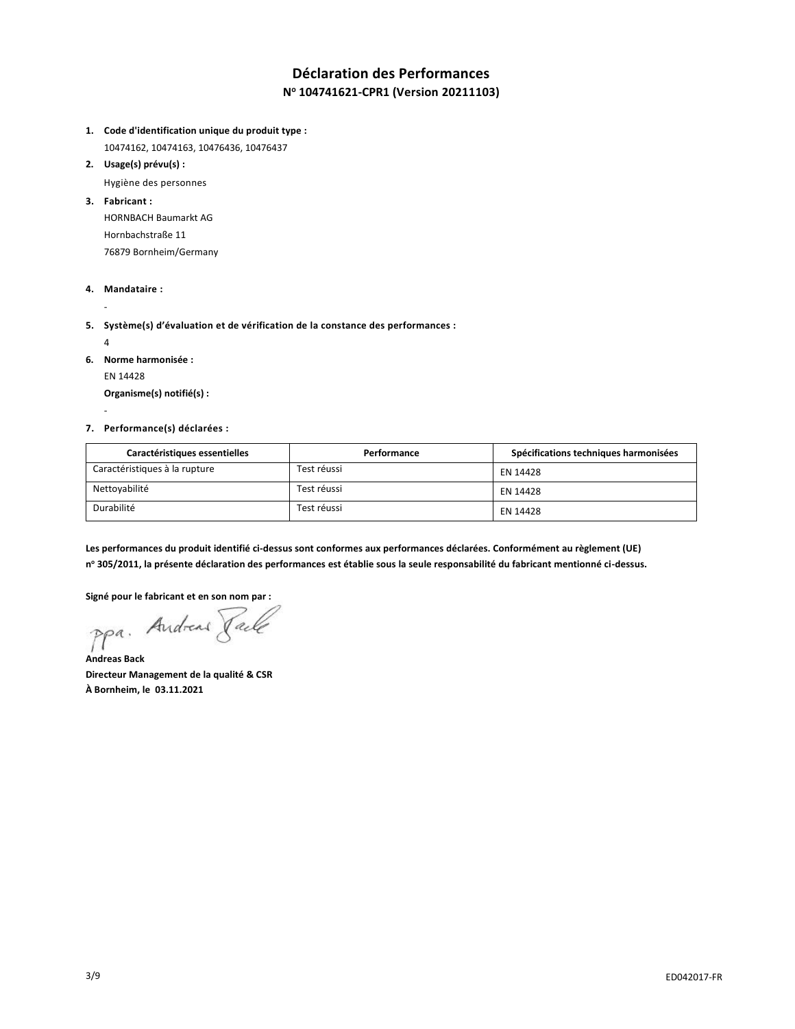# Déclaration des Performances

## N° 104741621-CPR1 (Version 20211103)

1. **Code d'identification unique du produit type :**
   10474162, 10474163, 10476436, 10476437
2. **Usage(s) prévu(s) :**
   Hygiène des personnes
3. **Fabricant :**
   HORNBACH Baumarkt AG
   Hornbachstraße 11
   76879 Bornheim/Germany
4. **Mandataire :**
   -
5. **Système(s) d'évaluation et de vérification de la constance des performances :**
   4
6. **Norme harmonisée :**
   EN 14428
   **Organisme(s) notifié(s) :**
   -
7. **Performance(s) déclarées :**

| Caractéristiques essentielles | Performance | Spécifications techniques harmonisées |
|---|---|---|
| Caractéristiques à la rupture | Test réussi | EN 14428 |
| Nettoyabilité | Test réussi | EN 14428 |
| Durabilité | Test réussi | EN 14428 |

**Les performances du produit identifié ci-dessus sont conformes aux performances déclarées. Conformément au règlement (UE) n° 305/2011, la présente déclaration des performances est établie sous la seule responsabilité du fabricant mentionné ci-dessus.**

**Signé pour le fabricant et en son nom par :**

ppa. Andreas Back

**Andreas Back**
**Directeur Management de la qualité & CSR**
**À Bornheim, le 03.11.2021**

ED042017-FR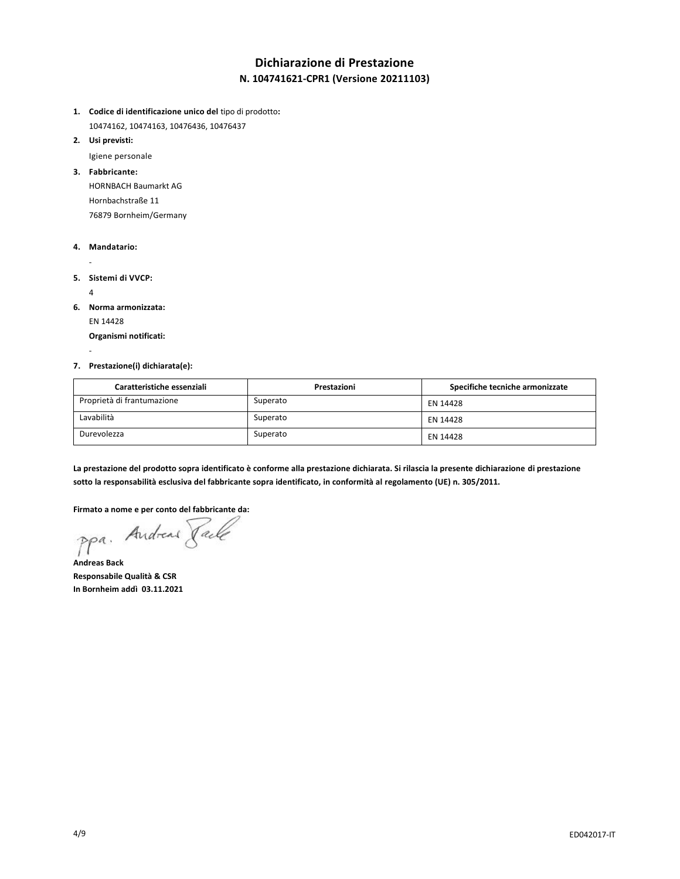# Dichiarazione di Prestazione

## N. 104741621-CPR1 (Versione 20211103)

1. **Codice di identificazione unico del** tipo di prodotto**:**
   10474162, 10474163, 10476436, 10476437
2. **Usi previsti:**
   Igiene personale
3. **Fabbricante:**
   HORNBACH Baumarkt AG
   Hornbachstraße 11
   76879 Bornheim/Germany
4. **Mandatario:**
   -
5. **Sistemi di VVCP:**
   4
6. **Norma armonizzata:**
   EN 14428
   **Organismi notificati:**
   -
7. **Prestazione(i) dichiarata(e):**

| Caratteristiche essenziali | Prestazioni | Specifiche tecniche armonizzate |
|---|---|---|
| Proprietà di frantumazione | Superato | EN 14428 |
| Lavabilità | Superato | EN 14428 |
| Durevolezza | Superato | EN 14428 |

**La prestazione del prodotto sopra identificato è conforme alla prestazione dichiarata. Si rilascia la presente dichiarazione di prestazione sotto la responsabilità esclusiva del fabbricante sopra identificato, in conformità al regolamento (UE) n. 305/2011.**

**Firmato a nome e per conto del fabbricante da:**

ppa. Andreas Back

**Andreas Back**
**Responsabile Qualità & CSR**
**In Bornheim addì 03.11.2021**

ED042017-IT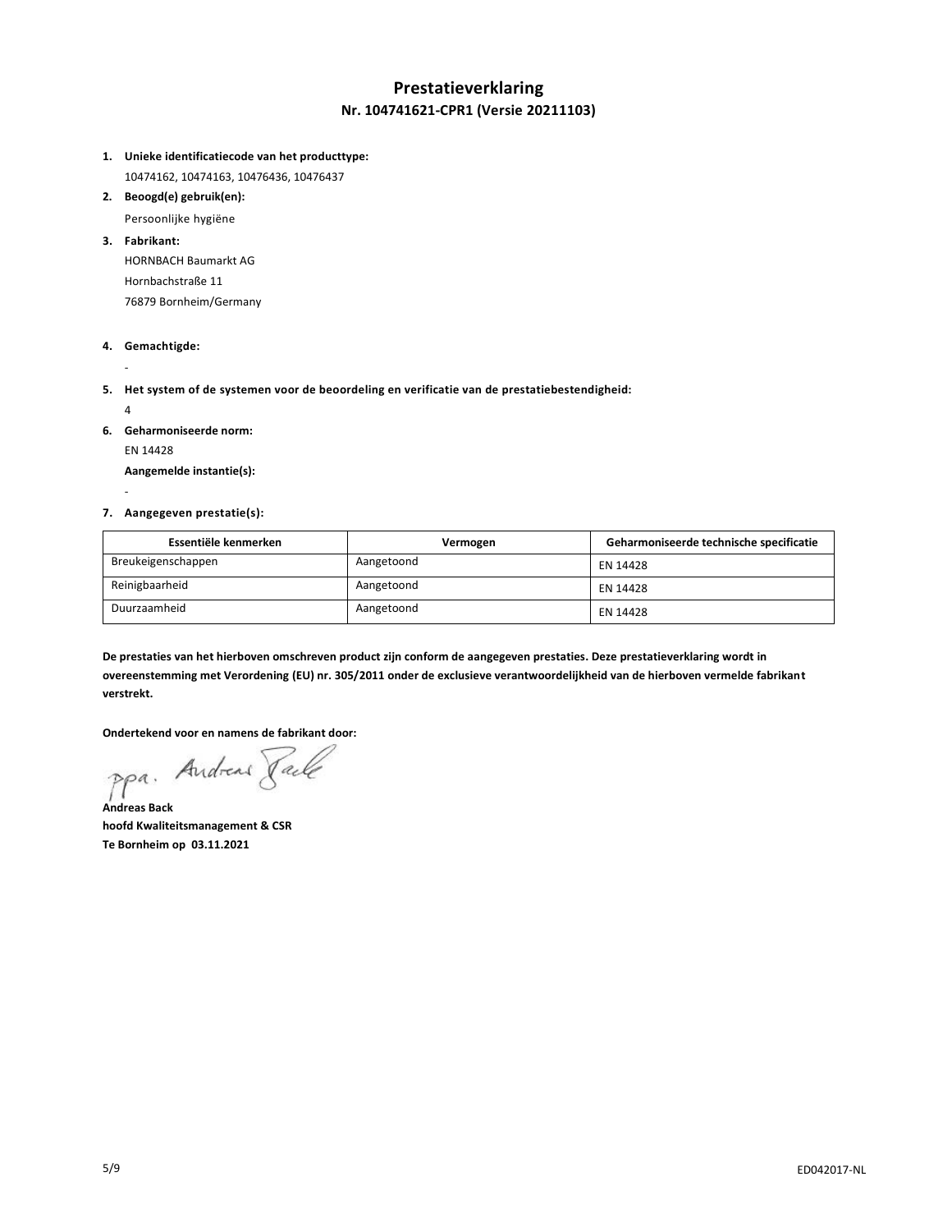# Prestatieverklaring

## Nr. 104741621-CPR1 (Versie 20211103)

1. **Unieke identificatiecode van het producttype:**
   10474162, 10474163, 10476436, 10476437
2. **Beoogd(e) gebruik(en):**
   Persoonlijke hygiëne
3. **Fabrikant:**
   HORNBACH Baumarkt AG
   Hornbachstraße 11
   76879 Bornheim/Germany
4. **Gemachtigde:**
   -
5. **Het system of de systemen voor de beoordeling en verificatie van de prestatiebestendigheid:**
   4
6. **Geharmoniseerde norm:**
   EN 14428
   **Aangemelde instantie(s):**
   -
7. **Aangegeven prestatie(s):**

| Essentiële kenmerken | Vermogen | Geharmoniseerde technische specificatie |
|---|---|---|
| Breukeigenschappen | Aangetoond | EN 14428 |
| Reinigbaarheid | Aangetoond | EN 14428 |
| Duurzaamheid | Aangetoond | EN 14428 |

**De prestaties van het hierboven omschreven product zijn conform de aangegeven prestaties. Deze prestatieverklaring wordt in overeenstemming met Verordening (EU) nr. 305/2011 onder de exclusieve verantwoordelijkheid van de hierboven vermelde fabrikant verstrekt.**

**Ondertekend voor en namens de fabrikant door:**

ppa. Andreas Back

**Andreas Back**
**hoofd Kwaliteitsmanagement & CSR**
**Te Bornheim op 03.11.2021**

ED042017-NL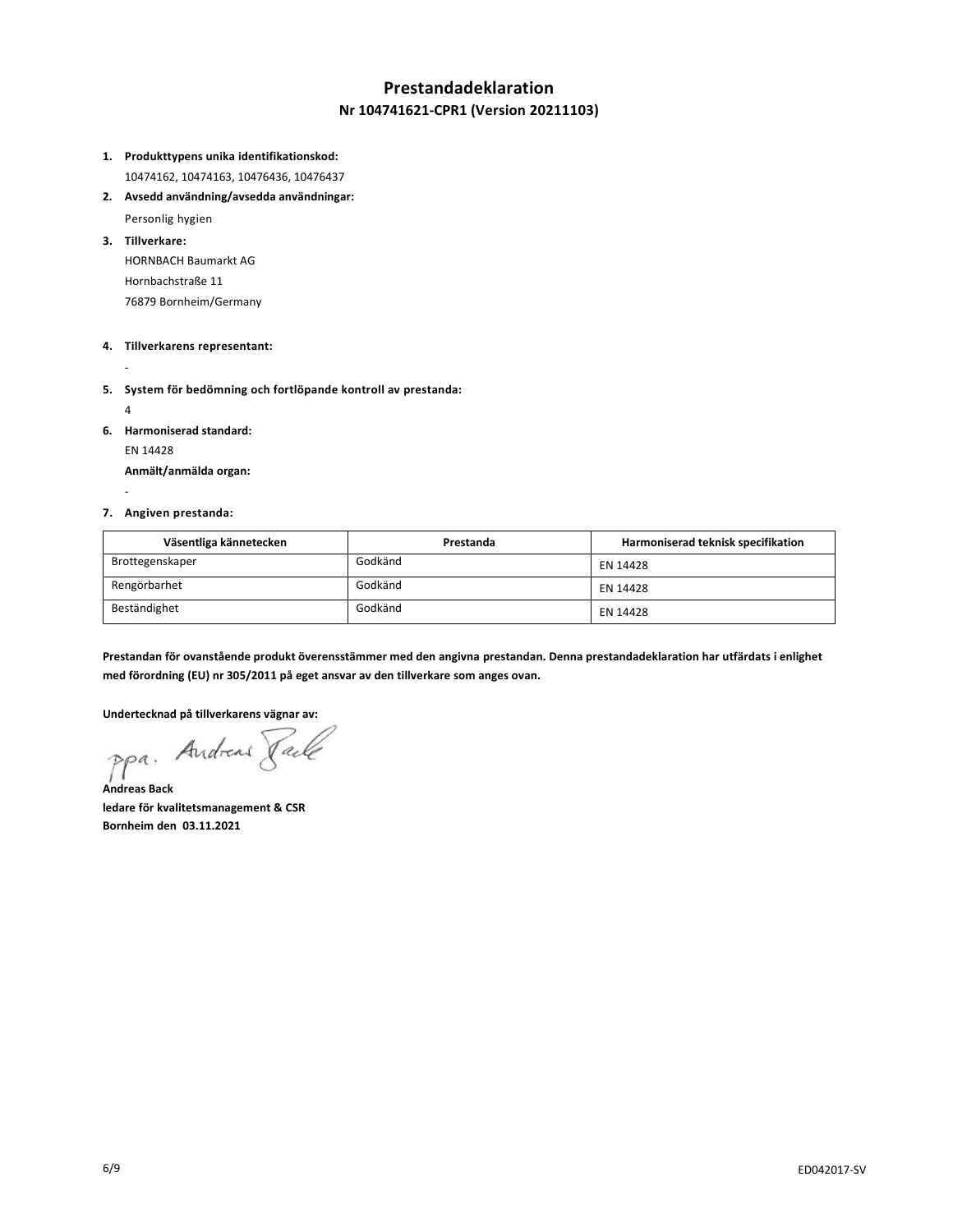# Prestandadeklaration

## Nr 104741621-CPR1 (Version 20211103)

1. **Produkttypens unika identifikationskod:**
   10474162, 10474163, 10476436, 10476437
2. **Avsedd användning/avsedda användningar:**
   Personlig hygien
3. **Tillverkare:**
   HORNBACH Baumarkt AG
   Hornbachstraße 11
   76879 Bornheim/Germany
4. **Tillverkarens representant:**
   -
5. **System för bedömning och fortlöpande kontroll av prestanda:**
   4
6. **Harmoniserad standard:**
   EN 14428
   **Anmält/anmälda organ:**
   -
7. **Angiven prestanda:**

| Väsentliga kännetecken | Prestanda | Harmoniserad teknisk specifikation |
|---|---|---|
| Brottegenskaper | Godkänd | EN 14428 |
| Rengörbarhet | Godkänd | EN 14428 |
| Beständighet | Godkänd | EN 14428 |

**Prestandan för ovanstående produkt överensstämmer med den angivna prestandan. Denna prestandadeklaration har utfärdats i enlighet med förordning (EU) nr 305/2011 på eget ansvar av den tillverkare som anges ovan.**

**Undertecknad på tillverkarens vägnar av:**

ppa. Andreas Back

**Andreas Back**
**ledare för kvalitetsmanagement & CSR**
**Bornheim den 03.11.2021**

ED042017-SV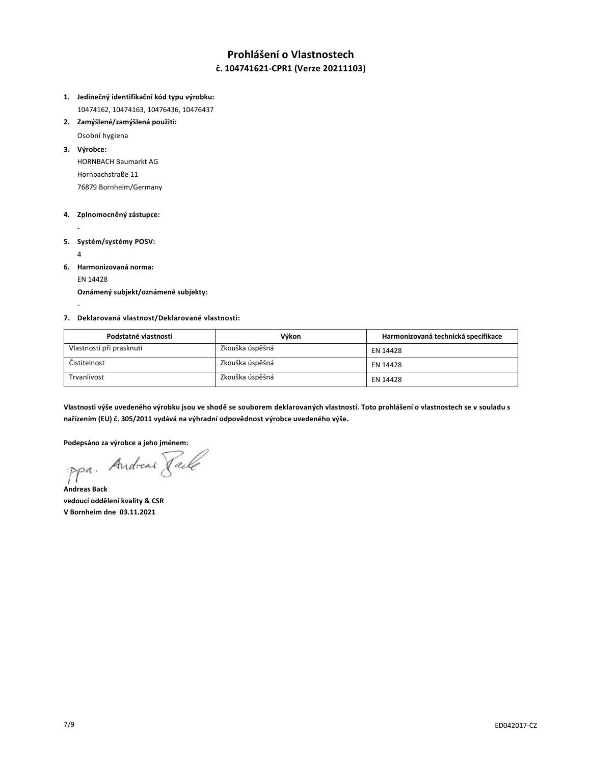# Prohlášení o Vlastnostech

## č. 104741621-CPR1 (Verze 20211103)

1. **Jedinečný identifikační kód typu výrobku:**
   10474162, 10474163, 10476436, 10476437
2. **Zamýšlené/zamýšlená použití:**
   Osobní hygiena
3. **Výrobce:**
   HORNBACH Baumarkt AG
   Hornbachstraße 11
   76879 Bornheim/Germany
4. **Zplnomocněný zástupce:**
   -
5. **Systém/systémy POSV:**
   4
6. **Harmonizovaná norma:**
   EN 14428
   **Oznámený subjekt/oznámené subjekty:**
   -
7. **Deklarovaná vlastnost/Deklarované vlastnosti:**

| Podstatné vlastnosti | Výkon | Harmonizovaná technická specifikace |
|---|---|---|
| Vlastnosti při prasknutí | Zkouška úspěšná | EN 14428 |
| Čistitelnost | Zkouška úspěšná | EN 14428 |
| Trvanlivost | Zkouška úspěšná | EN 14428 |

**Vlastnosti výše uvedeného výrobku jsou ve shodě se souborem deklarovaných vlastností. Toto prohlášení o vlastnostech se v souladu s nařízením (EU) č. 305/2011 vydává na výhradní odpovědnost výrobce uvedeného výše.**

**Podepsáno za výrobce a jeho jménem:**

ppa. Andreas Back

**Andreas Back**
**vedoucí oddělení kvality & CSR**
**V Bornheim dne 03.11.2021**

ED042017-CZ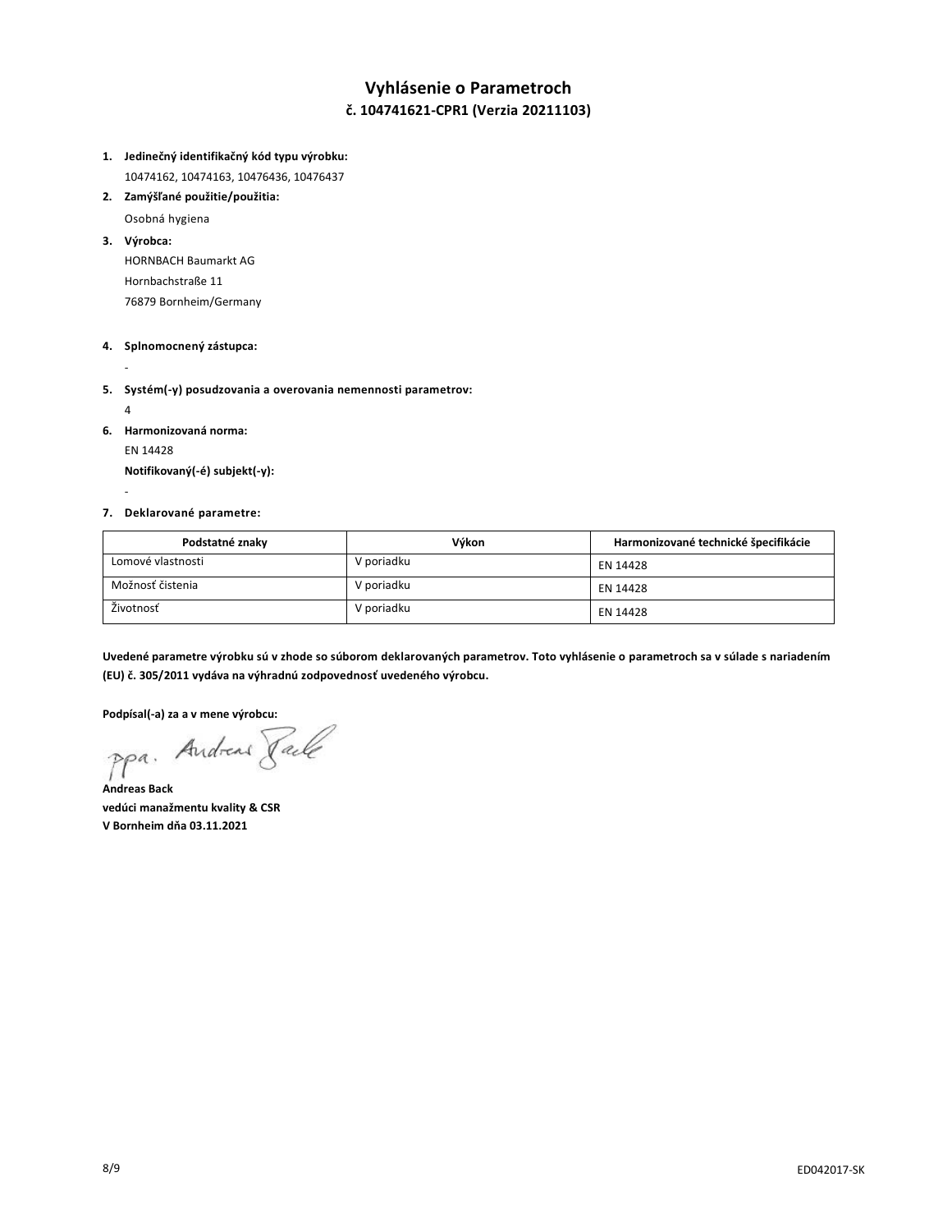# Vyhlásenie o Parametroch

## č. 104741621-CPR1 (Verzia 20211103)

1. **Jedinečný identifikačný kód typu výrobku:**
   10474162, 10474163, 10476436, 10476437
2. **Zamýšľané použitie/použitia:**
   Osobná hygiena
3. **Výrobca:**
   HORNBACH Baumarkt AG
   Hornbachstraße 11
   76879 Bornheim/Germany
4. **Splnomocnený zástupca:**
   -
5. **Systém(-y) posudzovania a overovania nemennosti parametrov:**
   4
6. **Harmonizovaná norma:**
   EN 14428
   **Notifikovaný(-é) subjekt(-y):**
   -
7. **Deklarované parametre:**

| Podstatné znaky | Výkon | Harmonizované technické špecifikácie |
|---|---|---|
| Lomové vlastnosti | V poriadku | EN 14428 |
| Možnosť čistenia | V poriadku | EN 14428 |
| Životnosť | V poriadku | EN 14428 |

**Uvedené parametre výrobku sú v zhode so súborom deklarovaných parametrov. Toto vyhlásenie o parametroch sa v súlade s nariadením (EU) č. 305/2011 vydáva na výhradnú zodpovednosť uvedeného výrobcu.**

**Podpísal(-a) za a v mene výrobcu:**

ppa. Andreas Back

**Andreas Back**
**vedúci manažmentu kvality & CSR**
**V Bornheim dňa 03.11.2021**

ED042017-SK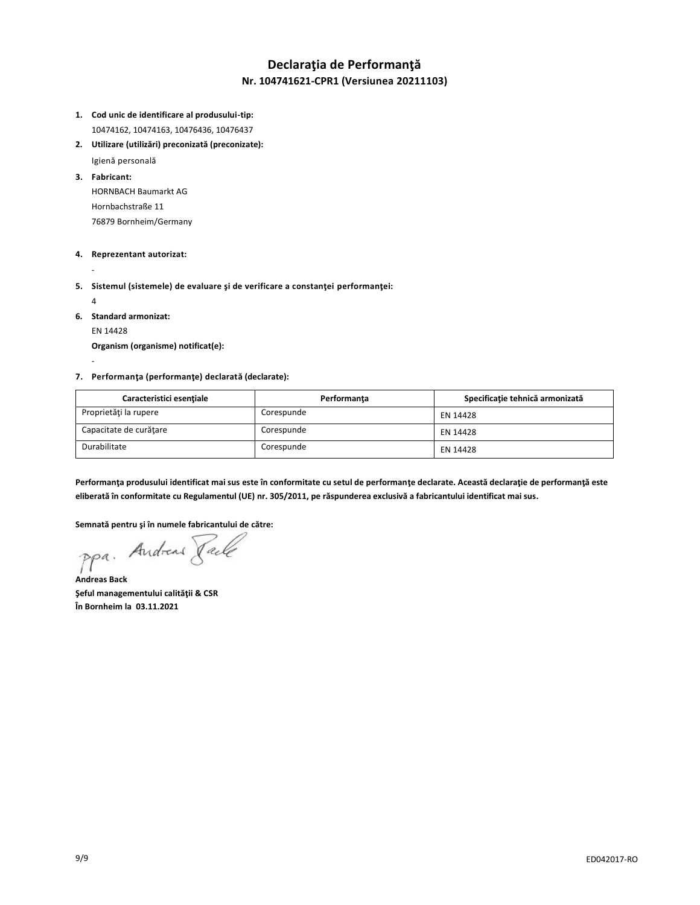# Declaraţia de Performanţă

## Nr. 104741621-CPR1 (Versiunea 20211103)

1. **Cod unic de identificare al produsului-tip:**
   10474162, 10474163, 10476436, 10476437
2. **Utilizare (utilizări) preconizată (preconizate):**
   Igienă personală
3. **Fabricant:**
   HORNBACH Baumarkt AG
   Hornbachstraße 11
   76879 Bornheim/Germany
4. **Reprezentant autorizat:**
   -
5. **Sistemul (sistemele) de evaluare şi de verificare a constanţei performanţei:**
   4
6. **Standard armonizat:**
   EN 14428
   **Organism (organisme) notificat(e):**
   -
7. **Performanţa (performanţe) declarată (declarate):**

| Caracteristici esenţiale | Performanţa | Specificaţie tehnică armonizată |
|---|---|---|
| Proprietăţi la rupere | Corespunde | EN 14428 |
| Capacitate de curăţare | Corespunde | EN 14428 |
| Durabilitate | Corespunde | EN 14428 |

**Performanţa produsului identificat mai sus este în conformitate cu setul de performanţe declarate. Această declaraţie de performanţă este eliberată în conformitate cu Regulamentul (UE) nr. 305/2011, pe răspunderea exclusivă a fabricantului identificat mai sus.**

**Semnată pentru şi în numele fabricantului de către:**

ppa. Andreas Back

**Andreas Back**
**Şeful managementului calităţii & CSR**
**În Bornheim la 03.11.2021**

ED042017-RO